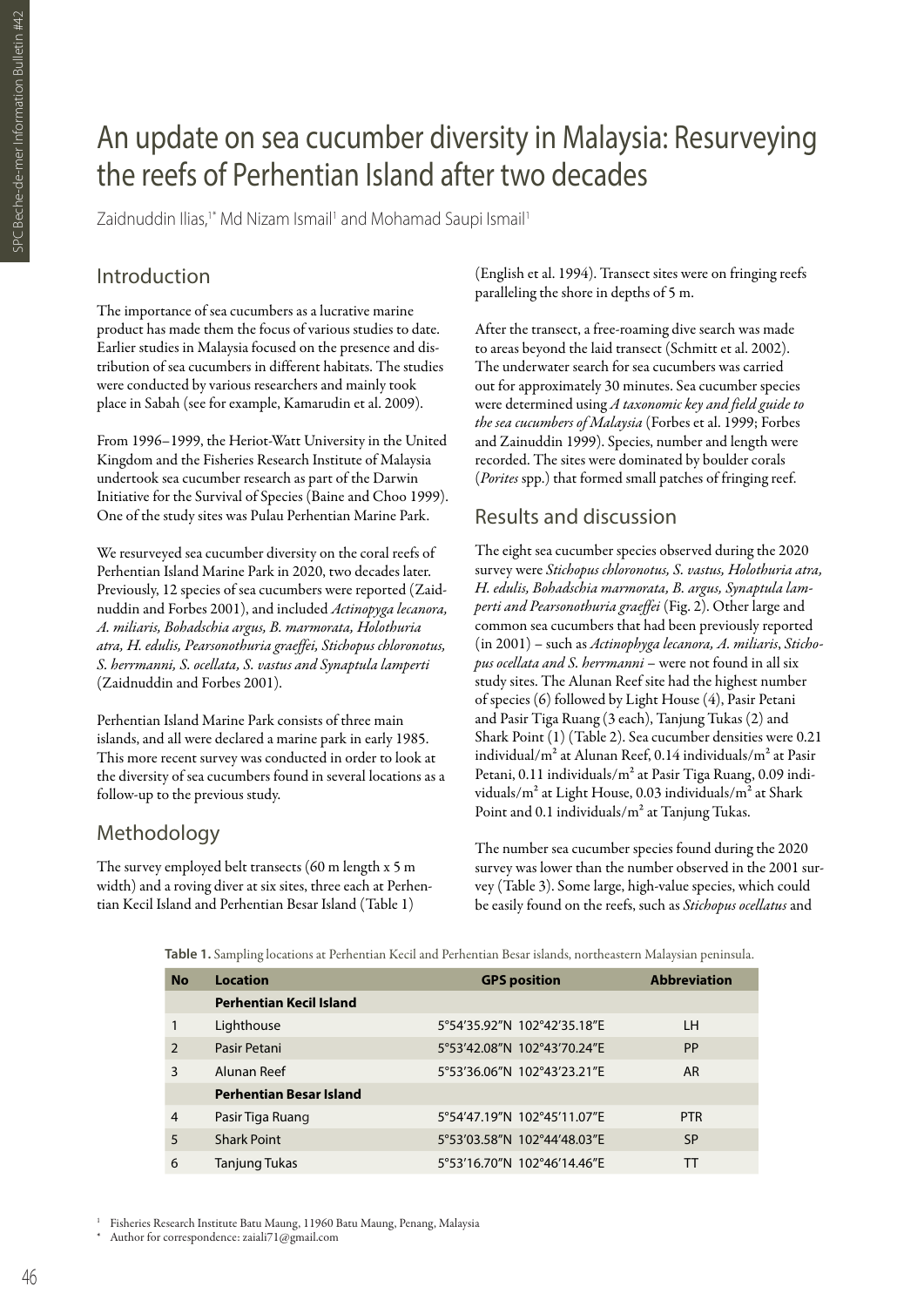# An update on sea cucumber diversity in Malaysia: Resurveying the reefs of Perhentian Island after two decades

Zaidnuddin Ilias,[1*] Md Nizam Ismail[1] and Mohamad Saupi Ismail[1]

## Introduction

The importance of sea cucumbers as a lucrative marine product has made them the focus of various studies to date. Earlier studies in Malaysia focused on the presence and distribution of sea cucumbers in different habitats. The studies were conducted by various researchers and mainly took place in Sabah (see for example, Kamarudin et al. 2009).

From 1996–1999, the Heriot-Watt University in the United Kingdom and the Fisheries Research Institute of Malaysia undertook sea cucumber research as part of the Darwin Initiative for the Survival of Species (Baine and Choo 1999). One of the study sites was Pulau Perhentian Marine Park.

We resurveyed sea cucumber diversity on the coral reefs of Perhentian Island Marine Park in 2020, two decades later. Previously, 12 species of sea cucumbers were reported (Zaidnuddin and Forbes 2001), and included *Actinopyga lecanora, A. miliaris, Bohadschia argus, B. marmorata, Holothuria atra, H. edulis, Pearsonothuria graeffei, Stichopus chloronotus, S. herrmanni, S. ocellata, S. vastus and Synaptula lamperti* (Zaidnuddin and Forbes 2001).

Perhentian Island Marine Park consists of three main islands, and all were declared a marine park in early 1985. This more recent survey was conducted in order to look at the diversity of sea cucumbers found in several locations as a follow-up to the previous study.

## Methodology

The survey employed belt transects (60 m length x 5 m width) and a roving diver at six sites, three each at Perhentian Kecil Island and Perhentian Besar Island (Table 1) (English et al. 1994). Transect sites were on fringing reefs paralleling the shore in depths of 5 m.

After the transect, a free-roaming dive search was made to areas beyond the laid transect (Schmitt et al. 2002). The underwater search for sea cucumbers was carried out for approximately 30 minutes. Sea cucumber species were determined using *A taxonomic key and field guide to the sea cucumbers of Malaysia* (Forbes et al. 1999; Forbes and Zainuddin 1999). Species, number and length were recorded. The sites were dominated by boulder corals (*Porites* spp.) that formed small patches of fringing reef.

## Results and discussion

The eight sea cucumber species observed during the 2020 survey were *Stichopus chloronotus, S. vastus, Holothuria atra, H. edulis, Bohadschia marmorata, B. argus, Synaptula lamperti and Pearsonothuria graeffei* (Fig. 2). Other large and common sea cucumbers that had been previously reported (in 2001) – such as *Actinophyga lecanora, A. miliaris, Stichopus ocellata and S. herrmanni* – were not found in all six study sites. The Alunan Reef site had the highest number of species (6) followed by Light House (4), Pasir Petani and Pasir Tiga Ruang (3 each), Tanjung Tukas (2) and Shark Point (1) (Table 2). Sea cucumber densities were 0.21 individual/m² at Alunan Reef, 0.14 individuals/m² at Pasir Petani, 0.11 individuals/m² at Pasir Tiga Ruang, 0.09 individuals/m² at Light House, 0.03 individuals/m² at Shark Point and 0.1 individuals/m² at Tanjung Tukas.

The number sea cucumber species found during the 2020 survey was lower than the number observed in the 2001 survey (Table 3). Some large, high-value species, which could be easily found on the reefs, such as *Stichopus ocellatus* and

**Table 1.** Sampling locations at Perhentian Kecil and Perhentian Besar islands, northeastern Malaysian peninsula.

| No | Location | GPS position | Abbreviation |
|---|---|---|---|
| | **Perhentian Kecil Island** | | |
| 1 | Lighthouse | 5°54'35.92"N 102°42'35.18"E | LH |
| 2 | Pasir Petani | 5°53'42.08"N 102°43'70.24"E | PP |
| 3 | Alunan Reef | 5°53'36.06"N 102°43'23.21"E | AR |
| | **Perhentian Besar Island** | | |
| 4 | Pasir Tiga Ruang | 5°54'47.19"N 102°45'11.07"E | PTR |
| 5 | Shark Point | 5°53'03.58"N 102°44'48.03"E | SP |
| 6 | Tanjung Tukas | 5°53'16.70"N 102°46'14.46"E | TT |

[1] Fisheries Research Institute Batu Maung, 11960 Batu Maung, Penang, Malaysia
[*] Author for correspondence: zaiali71@gmail.com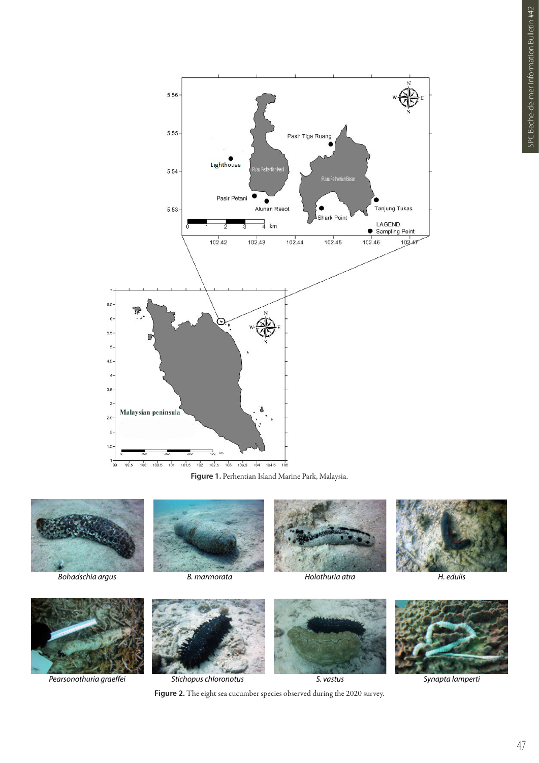**Figure 1.** Perhentian Island Marine Park, Malaysia.

**Figure 2.** The eight sea cucumber species observed during the 2020 survey.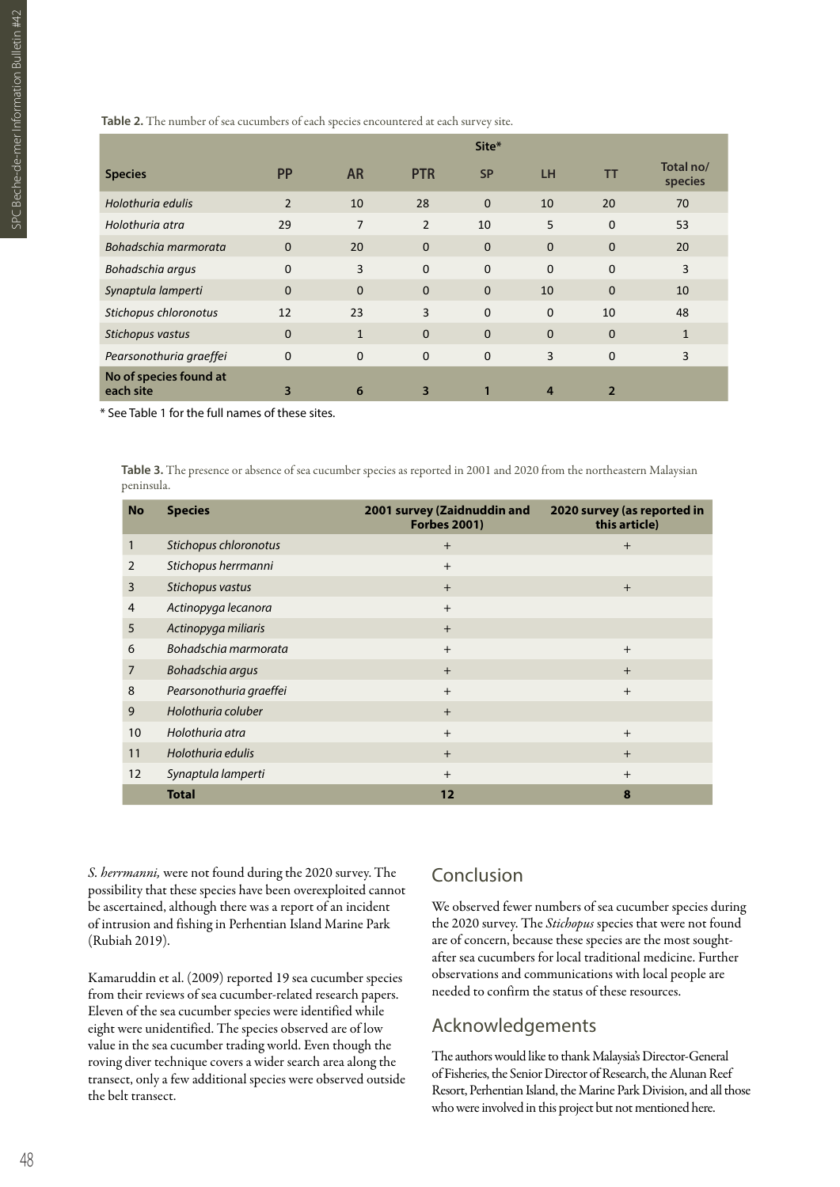**Table 2.** The number of sea cucumbers of each species encountered at each survey site.

| Species | Site* | | | | | | |
|---|---|---|---|---|---|---|---|
| | PP | AR | PTR | SP | LH | TT | Total no/ species |
| *Holothuria edulis* | 2 | 10 | 28 | 0 | 10 | 20 | 70 |
| *Holothuria atra* | 29 | 7 | 2 | 10 | 5 | 0 | 53 |
| *Bohadschia marmorata* | 0 | 20 | 0 | 0 | 0 | 0 | 20 |
| *Bohadschia argus* | 0 | 3 | 0 | 0 | 0 | 0 | 3 |
| *Synaptula lamperti* | 0 | 0 | 0 | 0 | 10 | 0 | 10 |
| *Stichopus chloronotus* | 12 | 23 | 3 | 0 | 0 | 10 | 48 |
| *Stichopus vastus* | 0 | 1 | 0 | 0 | 0 | 0 | 1 |
| *Pearsonothuria graeffei* | 0 | 0 | 0 | 0 | 3 | 0 | 3 |
| **No of species found at each site** | **3** | **6** | **3** | **1** | **4** | **2** | |

\* See Table 1 for the full names of these sites.

**Table 3.** The presence or absence of sea cucumber species as reported in 2001 and 2020 from the northeastern Malaysian peninsula.

| No | Species | 2001 survey (Zaidnuddin and Forbes 2001) | 2020 survey (as reported in this article) |
|---|---|---|---|
| 1 | *Stichopus chloronotus* | + | + |
| 2 | *Stichopus herrmanni* | + | |
| 3 | *Stichopus vastus* | + | + |
| 4 | *Actinopyga lecanora* | + | |
| 5 | *Actinopyga miliaris* | + | |
| 6 | *Bohadschia marmorata* | + | + |
| 7 | *Bohadschia argus* | + | + |
| 8 | *Pearsonothuria graeffei* | + | + |
| 9 | *Holothuria coluber* | + | |
| 10 | *Holothuria atra* | + | + |
| 11 | *Holothuria edulis* | + | + |
| 12 | *Synaptula lamperti* | + | + |
| | **Total** | **12** | **8** |

*S. herrmanni,* were not found during the 2020 survey. The possibility that these species have been overexploited cannot be ascertained, although there was a report of an incident of intrusion and fishing in Perhentian Island Marine Park (Rubiah 2019).

Kamaruddin et al. (2009) reported 19 sea cucumber species from their reviews of sea cucumber-related research papers. Eleven of the sea cucumber species were identified while eight were unidentified. The species observed are of low value in the sea cucumber trading world. Even though the roving diver technique covers a wider search area along the transect, only a few additional species were observed outside the belt transect.

## Conclusion

We observed fewer numbers of sea cucumber species during the 2020 survey. The *Stichopus* species that were not found are of concern, because these species are the most sought-after sea cucumbers for local traditional medicine. Further observations and communications with local people are needed to confirm the status of these resources.

## Acknowledgements

The authors would like to thank Malaysia's Director-General of Fisheries, the Senior Director of Research, the Alunan Reef Resort, Perhentian Island, the Marine Park Division, and all those who were involved in this project but not mentioned here.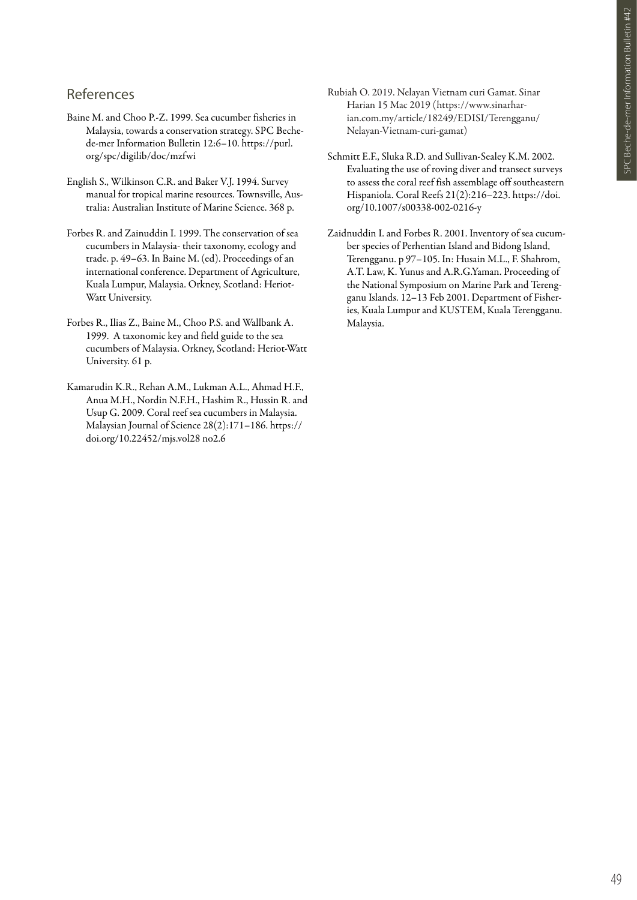## References

Baine M. and Choo P.-Z. 1999. Sea cucumber fisheries in Malaysia, towards a conservation strategy. SPC Beche-de-mer Information Bulletin 12:6–10. https://purl.org/spc/digilib/doc/mzfwi

English S., Wilkinson C.R. and Baker V.J. 1994. Survey manual for tropical marine resources. Townsville, Australia: Australian Institute of Marine Science. 368 p.

Forbes R. and Zainuddin I. 1999. The conservation of sea cucumbers in Malaysia- their taxonomy, ecology and trade. p. 49–63. In Baine M. (ed). Proceedings of an international conference. Department of Agriculture, Kuala Lumpur, Malaysia. Orkney, Scotland: Heriot-Watt University.

Forbes R., Ilias Z., Baine M., Choo P.S. and Wallbank A. 1999. A taxonomic key and field guide to the sea cucumbers of Malaysia. Orkney, Scotland: Heriot-Watt University. 61 p.

Kamarudin K.R., Rehan A.M., Lukman A.L., Ahmad H.F., Anua M.H., Nordin N.F.H., Hashim R., Hussin R. and Usup G. 2009. Coral reef sea cucumbers in Malaysia. Malaysian Journal of Science 28(2):171–186. https://doi.org/10.22452/mjs.vol28 no2.6

Rubiah O. 2019. Nelayan Vietnam curi Gamat. Sinar Harian 15 Mac 2019 (https://www.sinarharian.com.my/article/18249/EDISI/Terengganu/Nelayan-Vietnam-curi-gamat)

Schmitt E.F., Sluka R.D. and Sullivan-Sealey K.M. 2002. Evaluating the use of roving diver and transect surveys to assess the coral reef fish assemblage off southeastern Hispaniola. Coral Reefs 21(2):216–223. https://doi.org/10.1007/s00338-002-0216-y

Zaidnuddin I. and Forbes R. 2001. Inventory of sea cucumber species of Perhentian Island and Bidong Island, Terengganu. p 97–105. In: Husain M.L., F. Shahrom, A.T. Law, K. Yunus and A.R.G.Yaman. Proceeding of the National Symposium on Marine Park and Terengganu Islands. 12–13 Feb 2001. Department of Fisheries, Kuala Lumpur and KUSTEM, Kuala Terengganu. Malaysia.